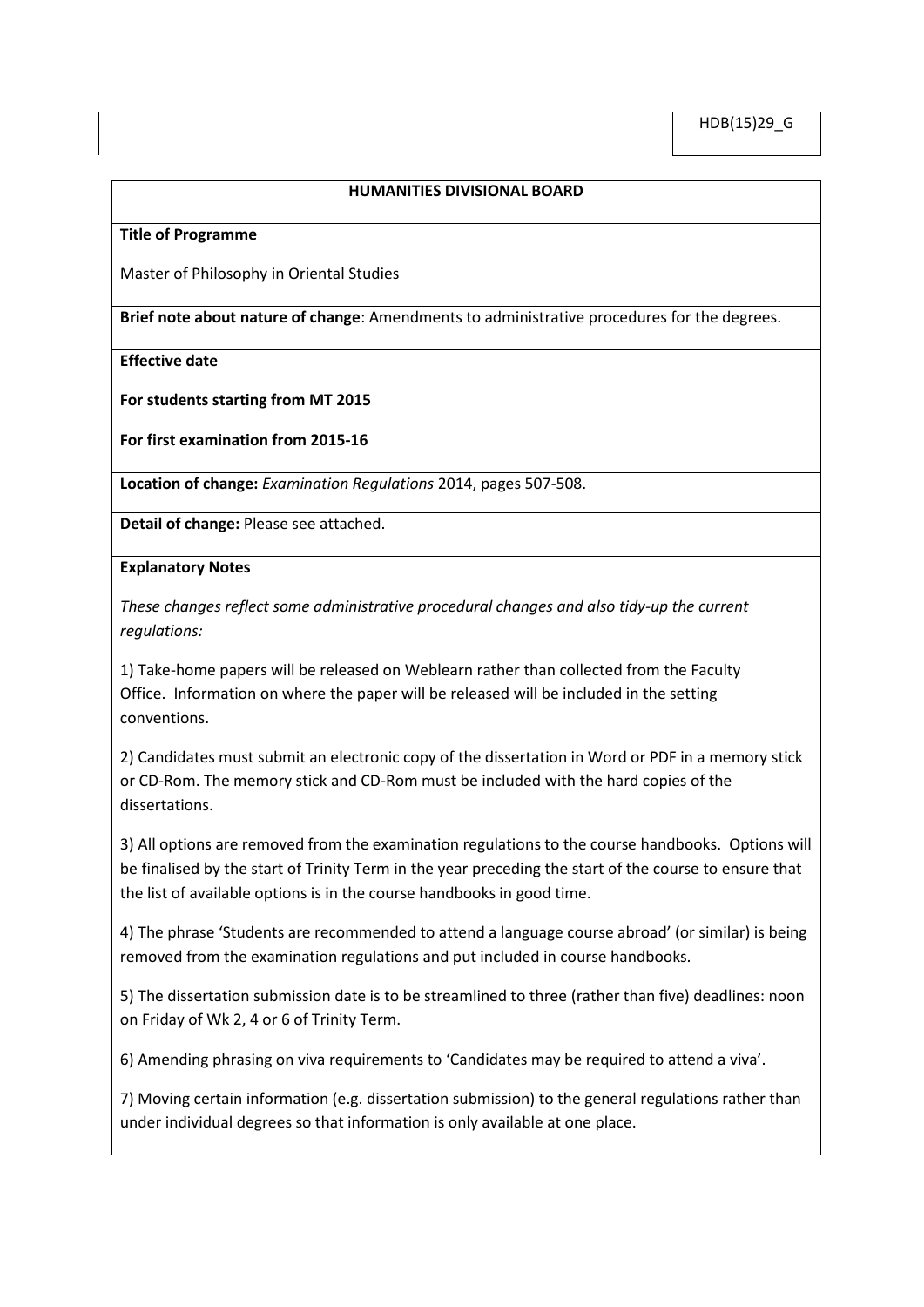HDB(15)29_G

**HUMANITIES DIVISIONAL BOARD**

**Title of Programme**

Master of Philosophy in Oriental Studies

**Brief note about nature of change**: Amendments to administrative procedures for the degrees.

**Effective date**

**For students starting from MT 2015**

**For first examination from 2015-16**

**Location of change:** *Examination Regulations* 2014, pages 507-508.

**Detail of change:** Please see attached.

**Explanatory Notes**

*These changes reflect some administrative procedural changes and also tidy-up the current regulations:*

1) Take-home papers will be released on Weblearn rather than collected from the Faculty Office. Information on where the paper will be released will be included in the setting conventions.

2) Candidates must submit an electronic copy of the dissertation in Word or PDF in a memory stick or CD-Rom. The memory stick and CD-Rom must be included with the hard copies of the dissertations.

3) All options are removed from the examination regulations to the course handbooks. Options will be finalised by the start of Trinity Term in the year preceding the start of the course to ensure that the list of available options is in the course handbooks in good time.

4) The phrase 'Students are recommended to attend a language course abroad' (or similar) is being removed from the examination regulations and put included in course handbooks.

5) The dissertation submission date is to be streamlined to three (rather than five) deadlines: noon on Friday of Wk 2, 4 or 6 of Trinity Term.

6) Amending phrasing on viva requirements to 'Candidates may be required to attend a viva'.

7) Moving certain information (e.g. dissertation submission) to the general regulations rather than under individual degrees so that information is only available at one place.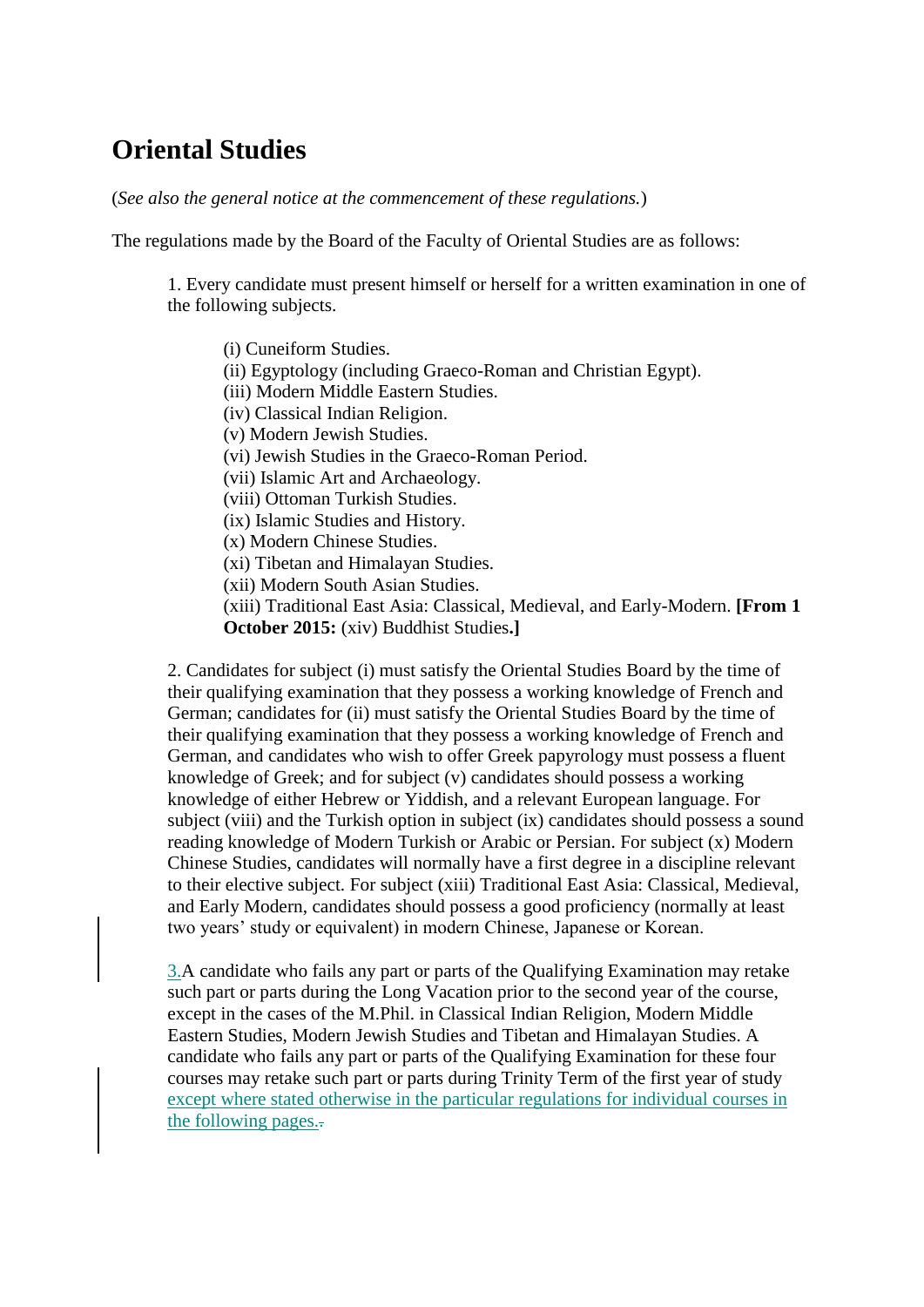# Oriental Studies

(*See also the general notice at the commencement of these regulations.*)

The regulations made by the Board of the Faculty of Oriental Studies are as follows:

1. Every candidate must present himself or herself for a written examination in one of the following subjects.

    (i) Cuneiform Studies.
    (ii) Egyptology (including Graeco-Roman and Christian Egypt).
    (iii) Modern Middle Eastern Studies.
    (iv) Classical Indian Religion.
    (v) Modern Jewish Studies.
    (vi) Jewish Studies in the Graeco-Roman Period.
    (vii) Islamic Art and Archaeology.
    (viii) Ottoman Turkish Studies.
    (ix) Islamic Studies and History.
    (x) Modern Chinese Studies.
    (xi) Tibetan and Himalayan Studies.
    (xii) Modern South Asian Studies.
    (xiii) Traditional East Asia: Classical, Medieval, and Early-Modern. **[From 1 October 2015:** (xiv) Buddhist Studies**.]**

2. Candidates for subject (i) must satisfy the Oriental Studies Board by the time of their qualifying examination that they possess a working knowledge of French and German; candidates for (ii) must satisfy the Oriental Studies Board by the time of their qualifying examination that they possess a working knowledge of French and German, and candidates who wish to offer Greek papyrology must possess a fluent knowledge of Greek; and for subject (v) candidates should possess a working knowledge of either Hebrew or Yiddish, and a relevant European language. For subject (viii) and the Turkish option in subject (ix) candidates should possess a sound reading knowledge of Modern Turkish or Arabic or Persian. For subject (x) Modern Chinese Studies, candidates will normally have a first degree in a discipline relevant to their elective subject. For subject (xiii) Traditional East Asia: Classical, Medieval, and Early Modern, candidates should possess a good proficiency (normally at least two years' study or equivalent) in modern Chinese, Japanese or Korean.

3. A candidate who fails any part or parts of the Qualifying Examination may retake such part or parts during the Long Vacation prior to the second year of the course, except in the cases of the M.Phil. in Classical Indian Religion, Modern Middle Eastern Studies, Modern Jewish Studies and Tibetan and Himalayan Studies. A candidate who fails any part or parts of the Qualifying Examination for these four courses may retake such part or parts during Trinity Term of the first year of study except where stated otherwise in the particular regulations for individual courses in the following pages.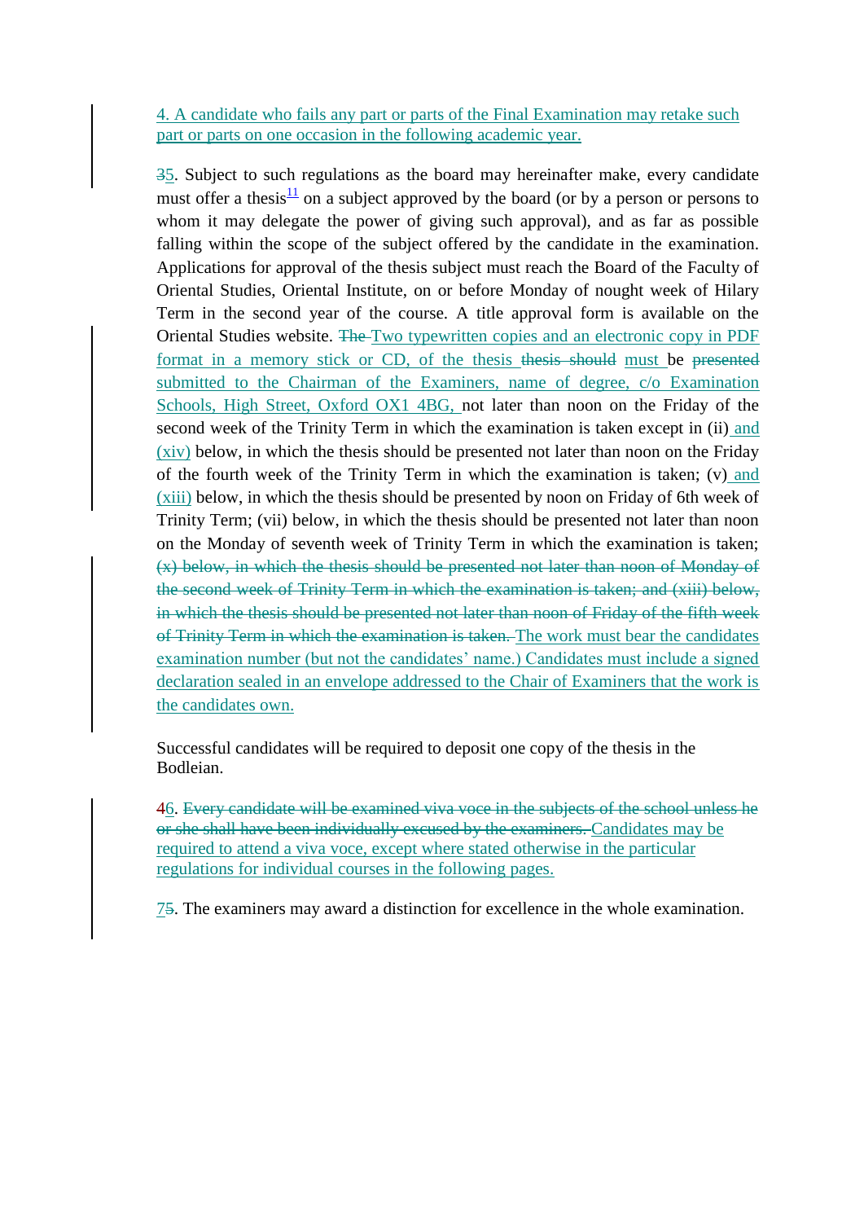4. A candidate who fails any part or parts of the Final Examination may retake such part or parts on one occasion in the following academic year.

~~3~~5. Subject to such regulations as the board may hereinafter make, every candidate must offer a thesis[11] on a subject approved by the board (or by a person or persons to whom it may delegate the power of giving such approval), and as far as possible falling within the scope of the subject offered by the candidate in the examination. Applications for approval of the thesis subject must reach the Board of the Faculty of Oriental Studies, Oriental Institute, on or before Monday of nought week of Hilary Term in the second year of the course. A title approval form is available on the Oriental Studies website. ~~The~~ Two typewritten copies and an electronic copy in PDF format in a memory stick or CD, of the thesis ~~thesis should~~ must be ~~presented~~ submitted to the Chairman of the Examiners, name of degree, c/o Examination Schools, High Street, Oxford OX1 4BG, not later than noon on the Friday of the second week of the Trinity Term in which the examination is taken except in (ii) and (xiv) below, in which the thesis should be presented not later than noon on the Friday of the fourth week of the Trinity Term in which the examination is taken; (v) and (xiii) below, in which the thesis should be presented by noon on Friday of 6th week of Trinity Term; (vii) below, in which the thesis should be presented not later than noon on the Monday of seventh week of Trinity Term in which the examination is taken; ~~(x) below, in which the thesis should be presented not later than noon of Monday of the second week of Trinity Term in which the examination is taken; and (xiii) below, in which the thesis should be presented not later than noon of Friday of the fifth week of Trinity Term in which the examination is taken.~~ The work must bear the candidates examination number (but not the candidates' name.) Candidates must include a signed declaration sealed in an envelope addressed to the Chair of Examiners that the work is the candidates own.

Successful candidates will be required to deposit one copy of the thesis in the Bodleian.

~~4~~6. ~~Every candidate will be examined viva voce in the subjects of the school unless he or she shall have been individually excused by the examiners.~~ Candidates may be required to attend a viva voce, except where stated otherwise in the particular regulations for individual courses in the following pages.

7~~5~~. The examiners may award a distinction for excellence in the whole examination.